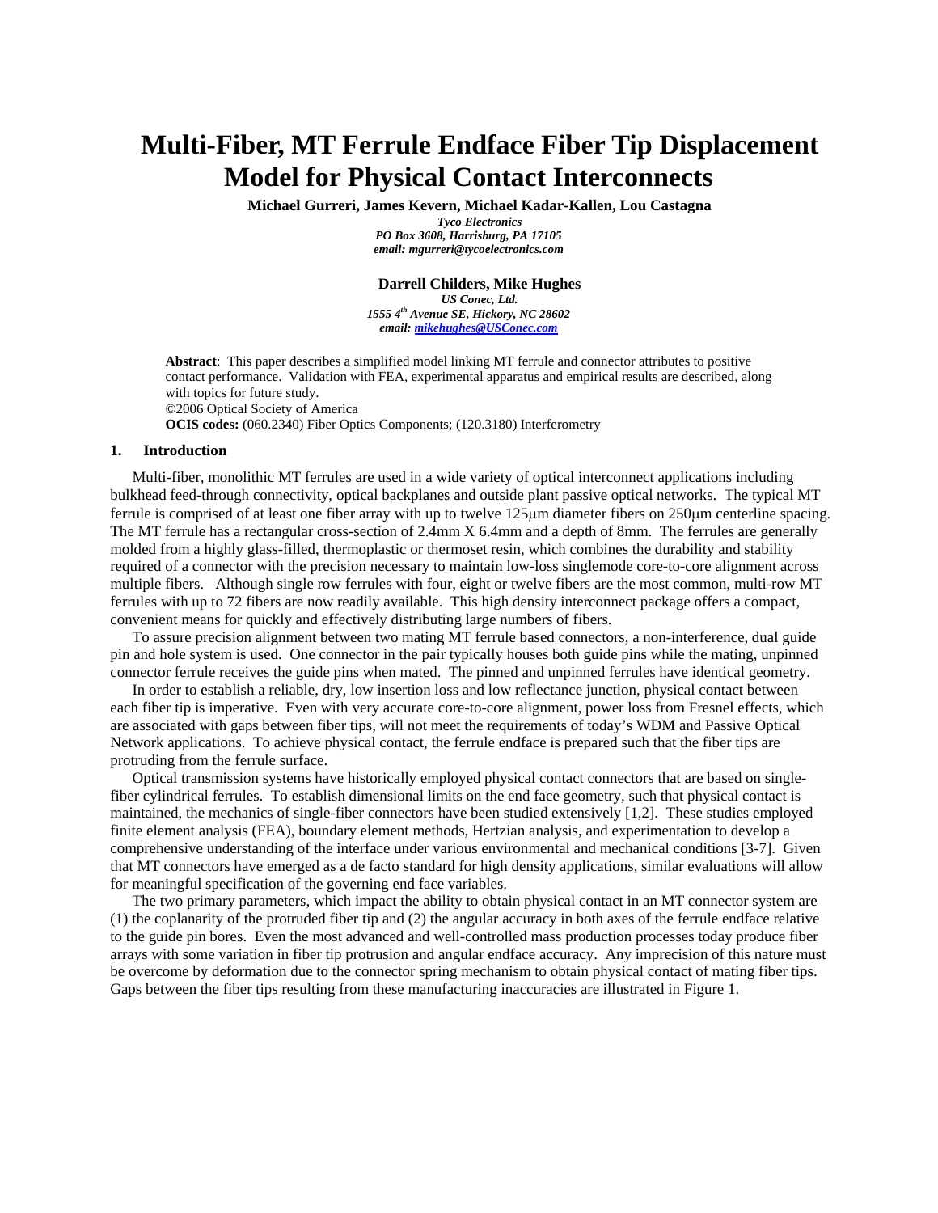# Multi-Fiber, MT Ferrule Endface Fiber Tip Displacement Model for Physical Contact Interconnects

**Michael Gurreri, James Kevern, Michael Kadar-Kallen, Lou Castagna**

*Tyco Electronics*
*PO Box 3608, Harrisburg, PA 17105*
*email: mgurreri@tycoelectronics.com*

**Darrell Childers, Mike Hughes**

*US Conec, Ltd.*
*1555 4th Avenue SE, Hickory, NC 28602*
*email: mikehughes@USConec.com*

**Abstract**: This paper describes a simplified model linking MT ferrule and connector attributes to positive contact performance. Validation with FEA, experimental apparatus and empirical results are described, along with topics for future study.
©2006 Optical Society of America
**OCIS codes:** (060.2340) Fiber Optics Components; (120.3180) Interferometry

## 1. Introduction

Multi-fiber, monolithic MT ferrules are used in a wide variety of optical interconnect applications including bulkhead feed-through connectivity, optical backplanes and outside plant passive optical networks. The typical MT ferrule is comprised of at least one fiber array with up to twelve 125μm diameter fibers on 250μm centerline spacing. The MT ferrule has a rectangular cross-section of 2.4mm X 6.4mm and a depth of 8mm. The ferrules are generally molded from a highly glass-filled, thermoplastic or thermoset resin, which combines the durability and stability required of a connector with the precision necessary to maintain low-loss singlemode core-to-core alignment across multiple fibers. Although single row ferrules with four, eight or twelve fibers are the most common, multi-row MT ferrules with up to 72 fibers are now readily available. This high density interconnect package offers a compact, convenient means for quickly and effectively distributing large numbers of fibers.

To assure precision alignment between two mating MT ferrule based connectors, a non-interference, dual guide pin and hole system is used. One connector in the pair typically houses both guide pins while the mating, unpinned connector ferrule receives the guide pins when mated. The pinned and unpinned ferrules have identical geometry.

In order to establish a reliable, dry, low insertion loss and low reflectance junction, physical contact between each fiber tip is imperative. Even with very accurate core-to-core alignment, power loss from Fresnel effects, which are associated with gaps between fiber tips, will not meet the requirements of today's WDM and Passive Optical Network applications. To achieve physical contact, the ferrule endface is prepared such that the fiber tips are protruding from the ferrule surface.

Optical transmission systems have historically employed physical contact connectors that are based on single-fiber cylindrical ferrules. To establish dimensional limits on the end face geometry, such that physical contact is maintained, the mechanics of single-fiber connectors have been studied extensively [1,2]. These studies employed finite element analysis (FEA), boundary element methods, Hertzian analysis, and experimentation to develop a comprehensive understanding of the interface under various environmental and mechanical conditions [3-7]. Given that MT connectors have emerged as a de facto standard for high density applications, similar evaluations will allow for meaningful specification of the governing end face variables.

The two primary parameters, which impact the ability to obtain physical contact in an MT connector system are (1) the coplanarity of the protruded fiber tip and (2) the angular accuracy in both axes of the ferrule endface relative to the guide pin bores. Even the most advanced and well-controlled mass production processes today produce fiber arrays with some variation in fiber tip protrusion and angular endface accuracy. Any imprecision of this nature must be overcome by deformation due to the connector spring mechanism to obtain physical contact of mating fiber tips. Gaps between the fiber tips resulting from these manufacturing inaccuracies are illustrated in Figure 1.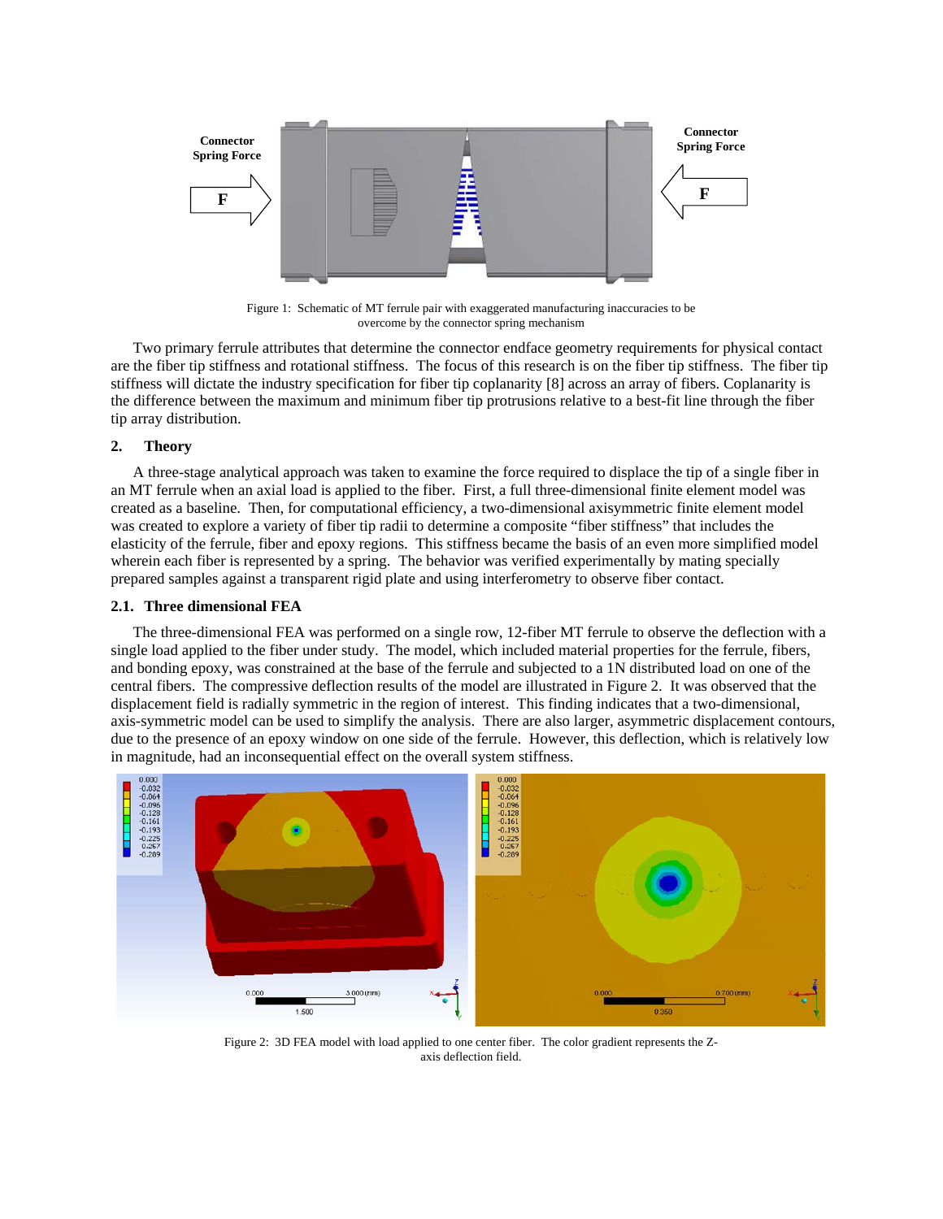Figure 1: Schematic of MT ferrule pair with exaggerated manufacturing inaccuracies to be overcome by the connector spring mechanism

Two primary ferrule attributes that determine the connector endface geometry requirements for physical contact are the fiber tip stiffness and rotational stiffness. The focus of this research is on the fiber tip stiffness. The fiber tip stiffness will dictate the industry specification for fiber tip coplanarity [8] across an array of fibers. Coplanarity is the difference between the maximum and minimum fiber tip protrusions relative to a best-fit line through the fiber tip array distribution.

## 2. Theory

A three-stage analytical approach was taken to examine the force required to displace the tip of a single fiber in an MT ferrule when an axial load is applied to the fiber. First, a full three-dimensional finite element model was created as a baseline. Then, for computational efficiency, a two-dimensional axisymmetric finite element model was created to explore a variety of fiber tip radii to determine a composite "fiber stiffness" that includes the elasticity of the ferrule, fiber and epoxy regions. This stiffness became the basis of an even more simplified model wherein each fiber is represented by a spring. The behavior was verified experimentally by mating specially prepared samples against a transparent rigid plate and using interferometry to observe fiber contact.

### 2.1. Three dimensional FEA

The three-dimensional FEA was performed on a single row, 12-fiber MT ferrule to observe the deflection with a single load applied to the fiber under study. The model, which included material properties for the ferrule, fibers, and bonding epoxy, was constrained at the base of the ferrule and subjected to a 1N distributed load on one of the central fibers. The compressive deflection results of the model are illustrated in Figure 2. It was observed that the displacement field is radially symmetric in the region of interest. This finding indicates that a two-dimensional, axis-symmetric model can be used to simplify the analysis. There are also larger, asymmetric displacement contours, due to the presence of an epoxy window on one side of the ferrule. However, this deflection, which is relatively low in magnitude, had an inconsequential effect on the overall system stiffness.

Figure 2: 3D FEA model with load applied to one center fiber. The color gradient represents the Z-axis deflection field.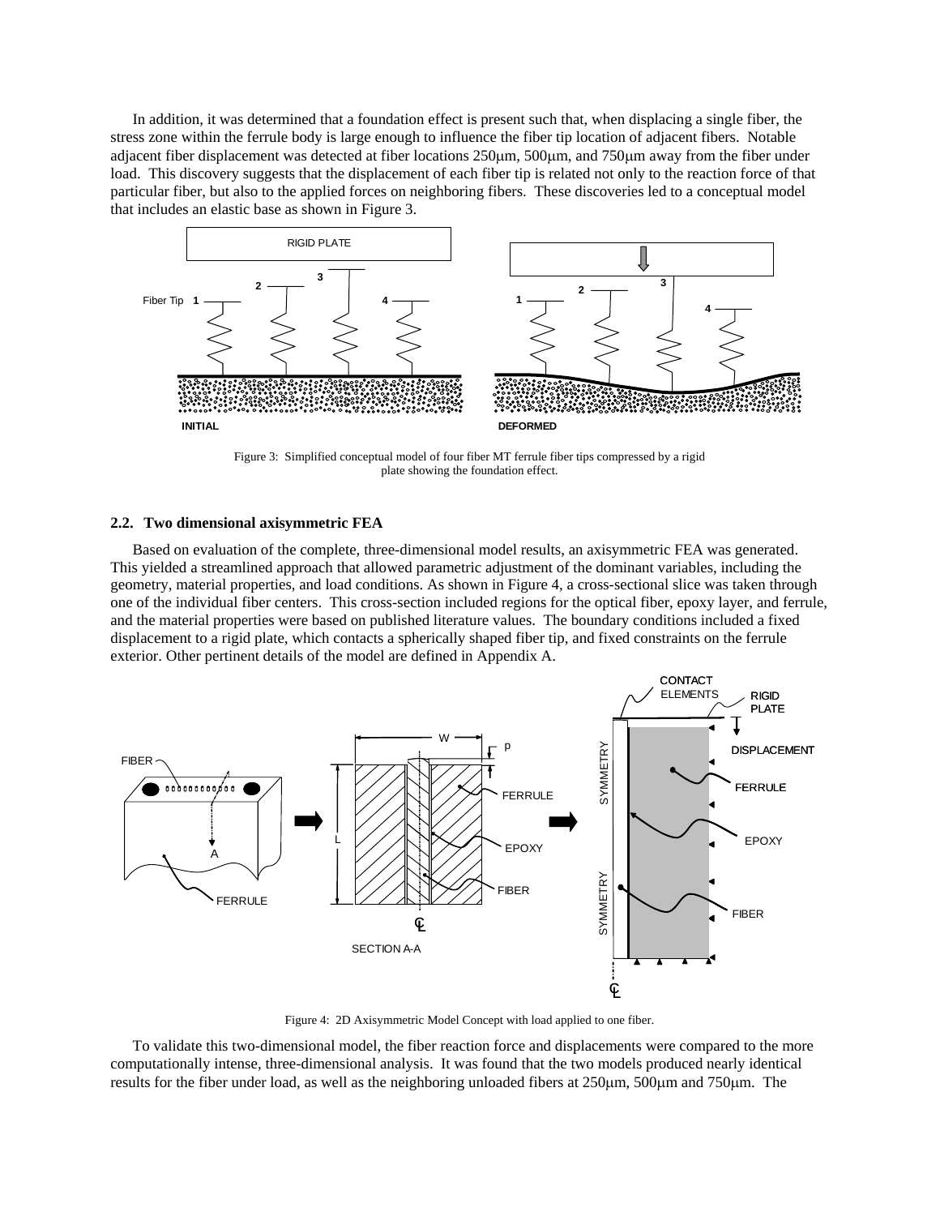In addition, it was determined that a foundation effect is present such that, when displacing a single fiber, the stress zone within the ferrule body is large enough to influence the fiber tip location of adjacent fibers. Notable adjacent fiber displacement was detected at fiber locations 250μm, 500μm, and 750μm away from the fiber under load. This discovery suggests that the displacement of each fiber tip is related not only to the reaction force of that particular fiber, but also to the applied forces on neighboring fibers. These discoveries led to a conceptual model that includes an elastic base as shown in Figure 3.

Figure 3: Simplified conceptual model of four fiber MT ferrule fiber tips compressed by a rigid plate showing the foundation effect.

### 2.2. Two dimensional axisymmetric FEA

Based on evaluation of the complete, three-dimensional model results, an axisymmetric FEA was generated. This yielded a streamlined approach that allowed parametric adjustment of the dominant variables, including the geometry, material properties, and load conditions. As shown in Figure 4, a cross-sectional slice was taken through one of the individual fiber centers. This cross-section included regions for the optical fiber, epoxy layer, and ferrule, and the material properties were based on published literature values. The boundary conditions included a fixed displacement to a rigid plate, which contacts a spherically shaped fiber tip, and fixed constraints on the ferrule exterior. Other pertinent details of the model are defined in Appendix A.

Figure 4: 2D Axisymmetric Model Concept with load applied to one fiber.

To validate this two-dimensional model, the fiber reaction force and displacements were compared to the more computationally intense, three-dimensional analysis. It was found that the two models produced nearly identical results for the fiber under load, as well as the neighboring unloaded fibers at 250μm, 500μm and 750μm. The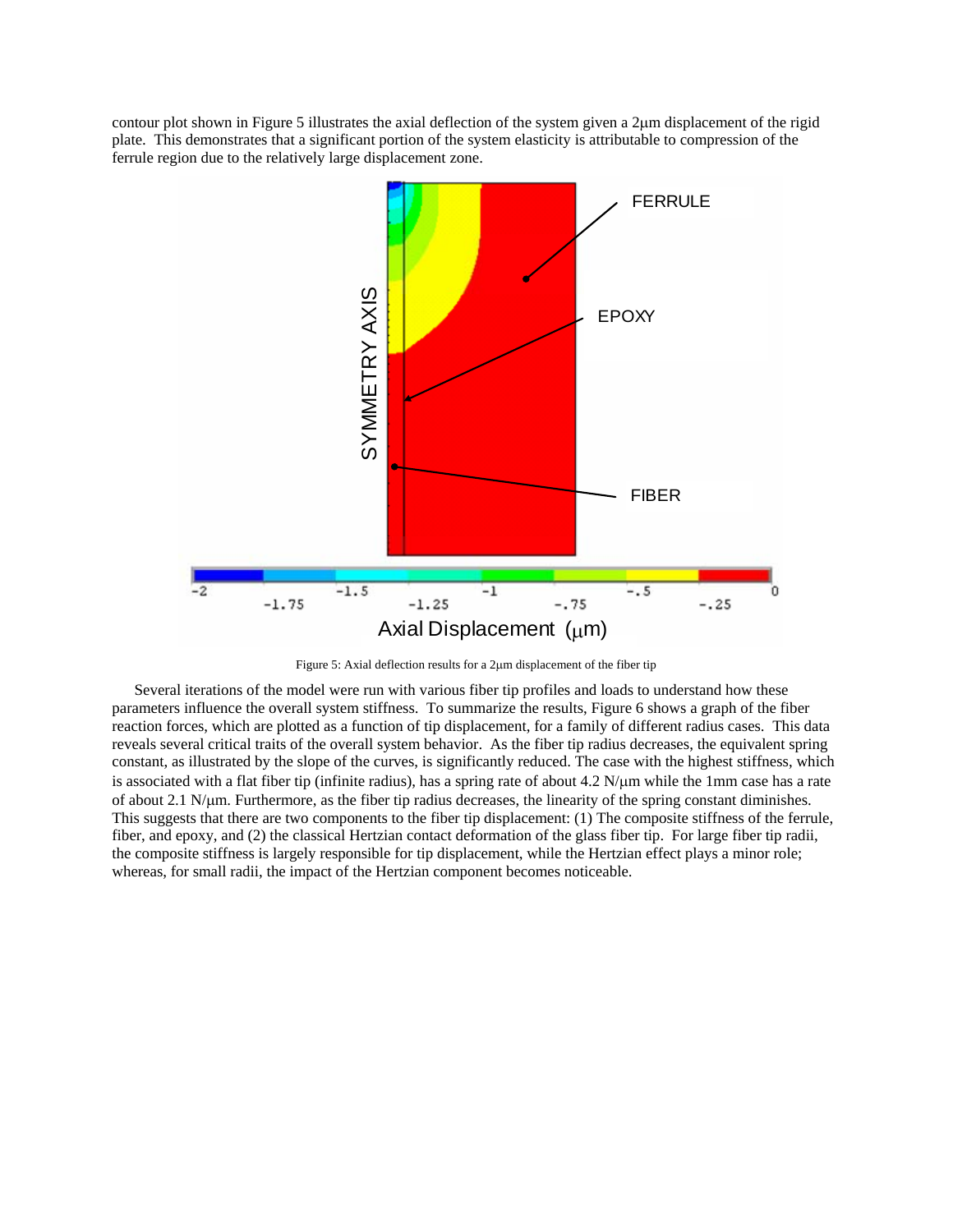contour plot shown in Figure 5 illustrates the axial deflection of the system given a 2μm displacement of the rigid plate. This demonstrates that a significant portion of the system elasticity is attributable to compression of the ferrule region due to the relatively large displacement zone.

Figure 5: Axial deflection results for a 2μm displacement of the fiber tip

Several iterations of the model were run with various fiber tip profiles and loads to understand how these parameters influence the overall system stiffness. To summarize the results, Figure 6 shows a graph of the fiber reaction forces, which are plotted as a function of tip displacement, for a family of different radius cases. This data reveals several critical traits of the overall system behavior. As the fiber tip radius decreases, the equivalent spring constant, as illustrated by the slope of the curves, is significantly reduced. The case with the highest stiffness, which is associated with a flat fiber tip (infinite radius), has a spring rate of about 4.2 N/μm while the 1mm case has a rate of about 2.1 N/μm. Furthermore, as the fiber tip radius decreases, the linearity of the spring constant diminishes. This suggests that there are two components to the fiber tip displacement: (1) The composite stiffness of the ferrule, fiber, and epoxy, and (2) the classical Hertzian contact deformation of the glass fiber tip. For large fiber tip radii, the composite stiffness is largely responsible for tip displacement, while the Hertzian effect plays a minor role; whereas, for small radii, the impact of the Hertzian component becomes noticeable.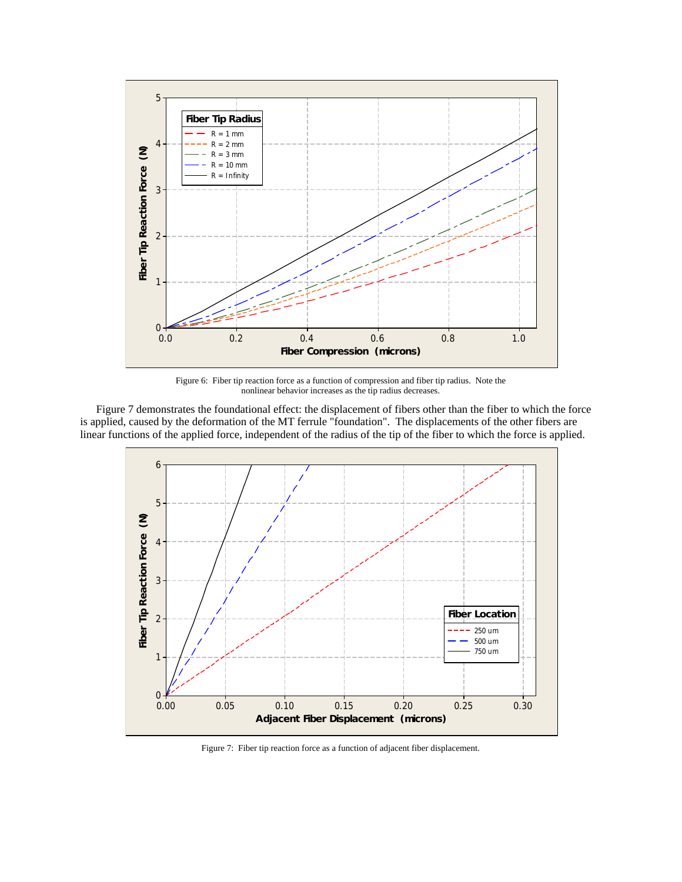Figure 6: Fiber tip reaction force as a function of compression and fiber tip radius. Note the nonlinear behavior increases as the tip radius decreases.

Figure 7 demonstrates the foundational effect: the displacement of fibers other than the fiber to which the force is applied, caused by the deformation of the MT ferrule "foundation". The displacements of the other fibers are linear functions of the applied force, independent of the radius of the tip of the fiber to which the force is applied.

Figure 7: Fiber tip reaction force as a function of adjacent fiber displacement.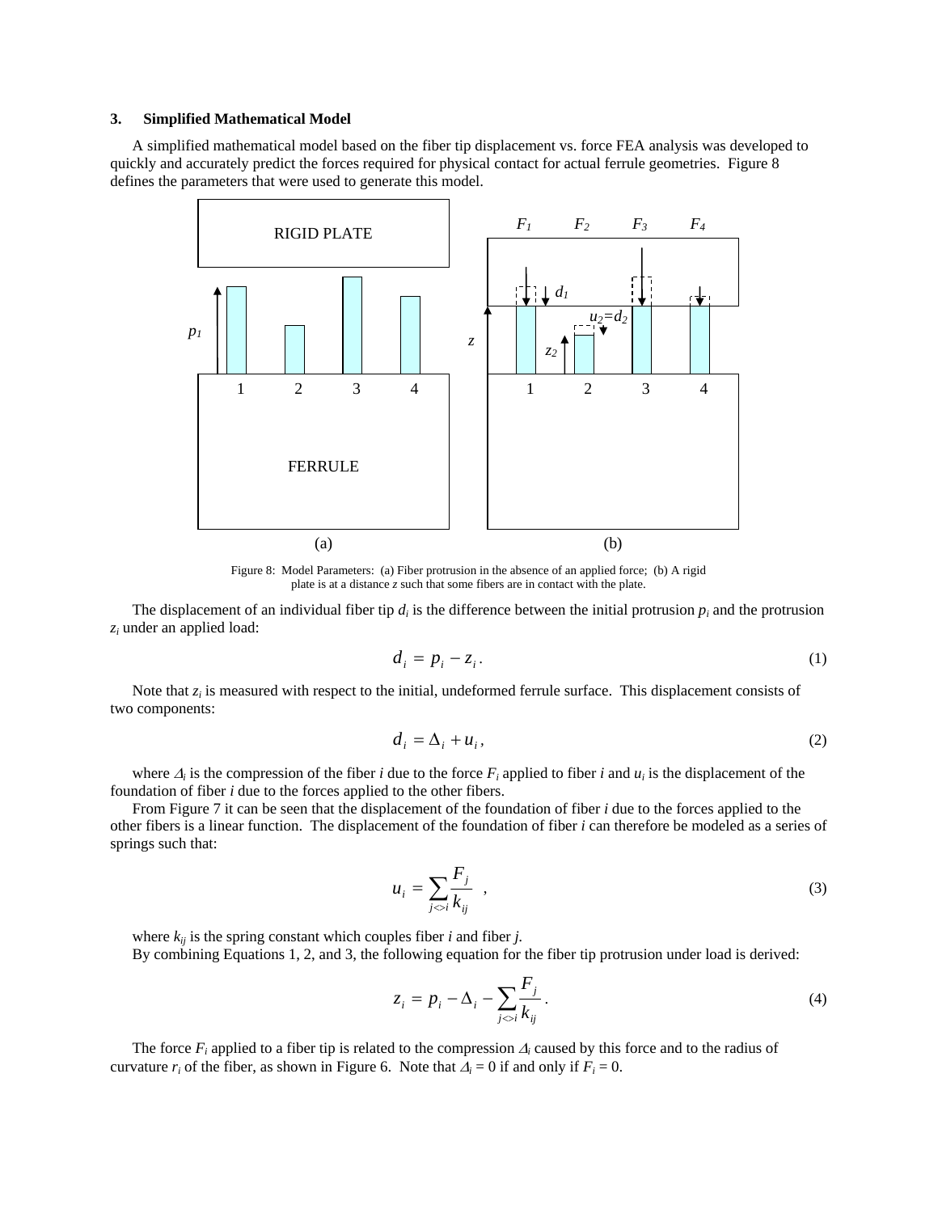### 3. Simplified Mathematical Model

A simplified mathematical model based on the fiber tip displacement vs. force FEA analysis was developed to quickly and accurately predict the forces required for physical contact for actual ferrule geometries. Figure 8 defines the parameters that were used to generate this model.

Figure 8: Model Parameters: (a) Fiber protrusion in the absence of an applied force; (b) A rigid plate is at a distance *z* such that some fibers are in contact with the plate.

The displacement of an individual fiber tip $d_i$ is the difference between the initial protrusion $p_i$ and the protrusion $z_i$ under an applied load:

$$d_i = p_i - z_i \,. \tag{1}$$

Note that $z_i$ is measured with respect to the initial, undeformed ferrule surface. This displacement consists of two components:

$$d_i = \Delta_i + u_i \,, \tag{2}$$

where $\Delta_i$ is the compression of the fiber *i* due to the force $F_i$ applied to fiber *i* and $u_i$ is the displacement of the foundation of fiber *i* due to the forces applied to the other fibers.

From Figure 7 it can be seen that the displacement of the foundation of fiber *i* due to the forces applied to the other fibers is a linear function. The displacement of the foundation of fiber *i* can therefore be modeled as a series of springs such that:

$$u_i = \sum_{j<>i} \frac{F_j}{k_{ij}} \quad , \tag{3}$$

where $k_{ij}$ is the spring constant which couples fiber *i* and fiber *j*.

By combining Equations 1, 2, and 3, the following equation for the fiber tip protrusion under load is derived:

$$z_i = p_i - \Delta_i - \sum_{j<>i} \frac{F_j}{k_{ij}} \,. \tag{4}$$

The force $F_i$ applied to a fiber tip is related to the compression $\Delta_i$ caused by this force and to the radius of curvature $r_i$ of the fiber, as shown in Figure 6. Note that $\Delta_i = 0$ if and only if $F_i = 0$.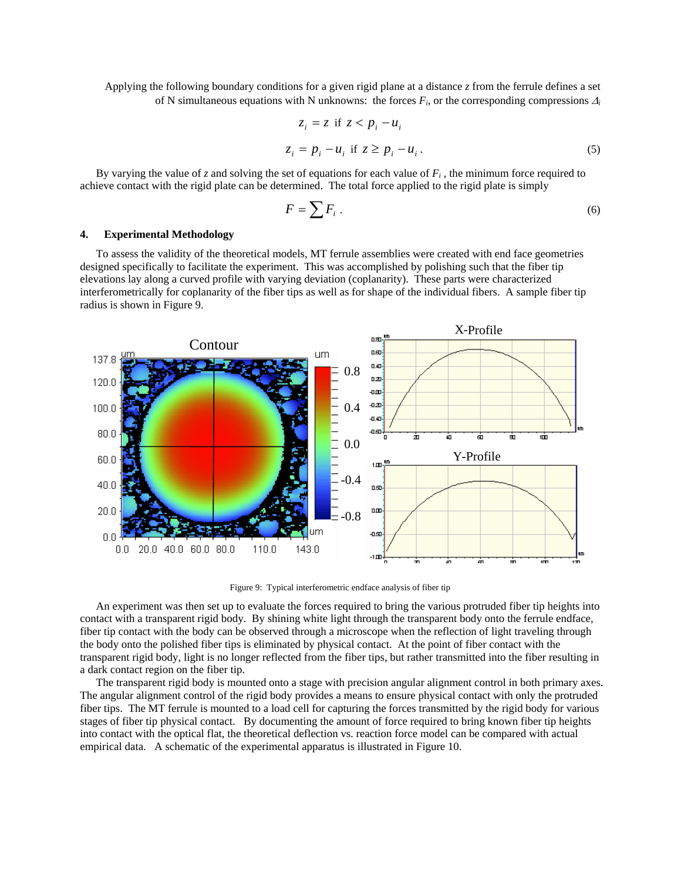Applying the following boundary conditions for a given rigid plane at a distance $z$ from the ferrule defines a set of N simultaneous equations with N unknowns: the forces $F_i$, or the corresponding compressions $\Delta_i$

$$z_i = z \text{ if } z < p_i - u_i$$

$$z_i = p_i - u_i \text{ if } z \geq p_i - u_i . \tag{5}$$

By varying the value of $z$ and solving the set of equations for each value of $F_i$, the minimum force required to achieve contact with the rigid plate can be determined. The total force applied to the rigid plate is simply

$$F = \sum F_i . \tag{6}$$

## 4. Experimental Methodology

To assess the validity of the theoretical models, MT ferrule assemblies were created with end face geometries designed specifically to facilitate the experiment. This was accomplished by polishing such that the fiber tip elevations lay along a curved profile with varying deviation (coplanarity). These parts were characterized interferometrically for coplanarity of the fiber tips as well as for shape of the individual fibers. A sample fiber tip radius is shown in Figure 9.

Contour

X-Profile

Y-Profile

Figure 9: Typical interferometric endface analysis of fiber tip

An experiment was then set up to evaluate the forces required to bring the various protruded fiber tip heights into contact with a transparent rigid body. By shining white light through the transparent body onto the ferrule endface, fiber tip contact with the body can be observed through a microscope when the reflection of light traveling through the body onto the polished fiber tips is eliminated by physical contact. At the point of fiber contact with the transparent rigid body, light is no longer reflected from the fiber tips, but rather transmitted into the fiber resulting in a dark contact region on the fiber tip.

The transparent rigid body is mounted onto a stage with precision angular alignment control in both primary axes. The angular alignment control of the rigid body provides a means to ensure physical contact with only the protruded fiber tips. The MT ferrule is mounted to a load cell for capturing the forces transmitted by the rigid body for various stages of fiber tip physical contact. By documenting the amount of force required to bring known fiber tip heights into contact with the optical flat, the theoretical deflection vs. reaction force model can be compared with actual empirical data. A schematic of the experimental apparatus is illustrated in Figure 10.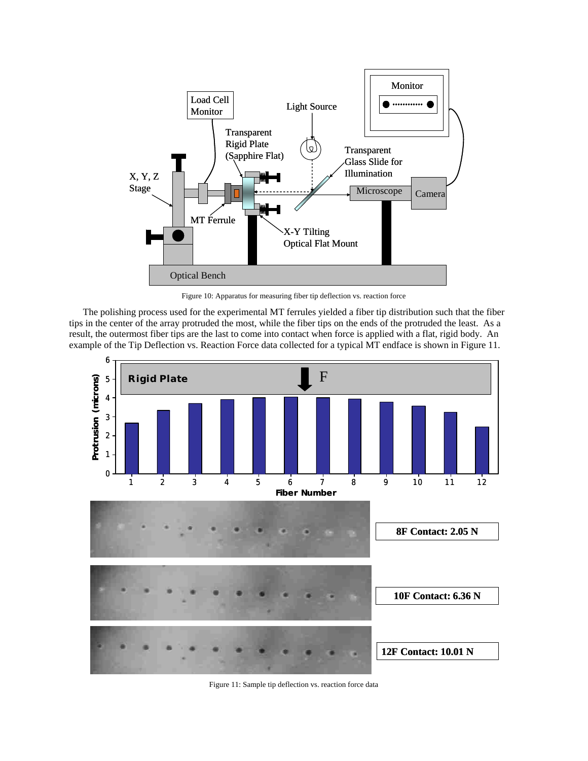Figure 10: Apparatus for measuring fiber tip deflection vs. reaction force

The polishing process used for the experimental MT ferrules yielded a fiber tip distribution such that the fiber tips in the center of the array protruded the most, while the fiber tips on the ends of the protruded the least. As a result, the outermost fiber tips are the last to come into contact when force is applied with a flat, rigid body. An example of the Tip Deflection vs. Reaction Force data collected for a typical MT endface is shown in Figure 11.

Figure 11: Sample tip deflection vs. reaction force data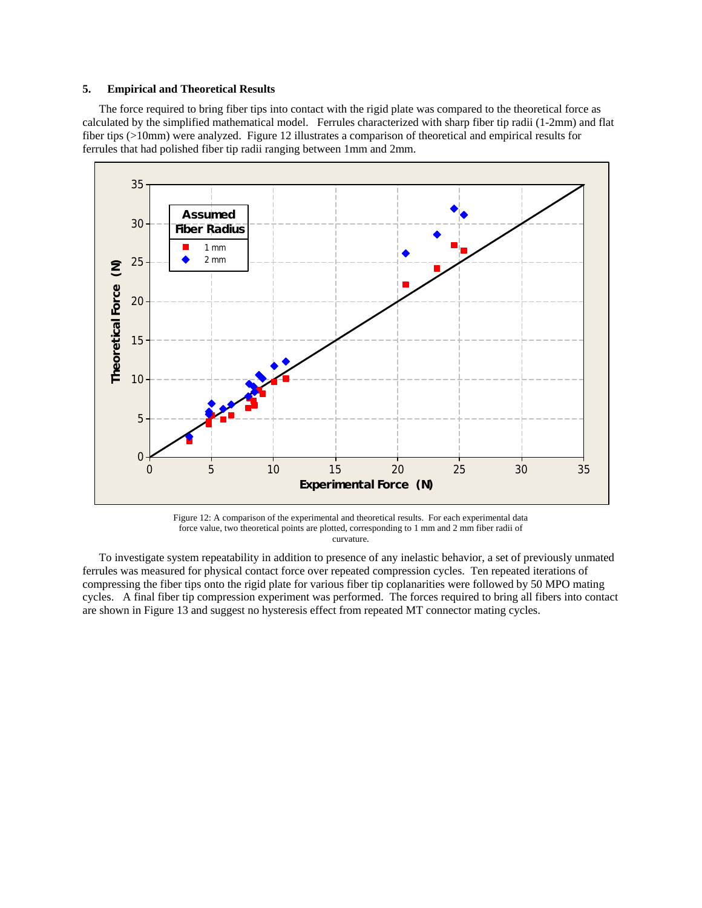## 5. Empirical and Theoretical Results

The force required to bring fiber tips into contact with the rigid plate was compared to the theoretical force as calculated by the simplified mathematical model. Ferrules characterized with sharp fiber tip radii (1-2mm) and flat fiber tips (>10mm) were analyzed. Figure 12 illustrates a comparison of theoretical and empirical results for ferrules that had polished fiber tip radii ranging between 1mm and 2mm.

Figure 12: A comparison of the experimental and theoretical results. For each experimental data force value, two theoretical points are plotted, corresponding to 1 mm and 2 mm fiber radii of curvature.

To investigate system repeatability in addition to presence of any inelastic behavior, a set of previously unmated ferrules was measured for physical contact force over repeated compression cycles. Ten repeated iterations of compressing the fiber tips onto the rigid plate for various fiber tip coplanarities were followed by 50 MPO mating cycles. A final fiber tip compression experiment was performed. The forces required to bring all fibers into contact are shown in Figure 13 and suggest no hysteresis effect from repeated MT connector mating cycles.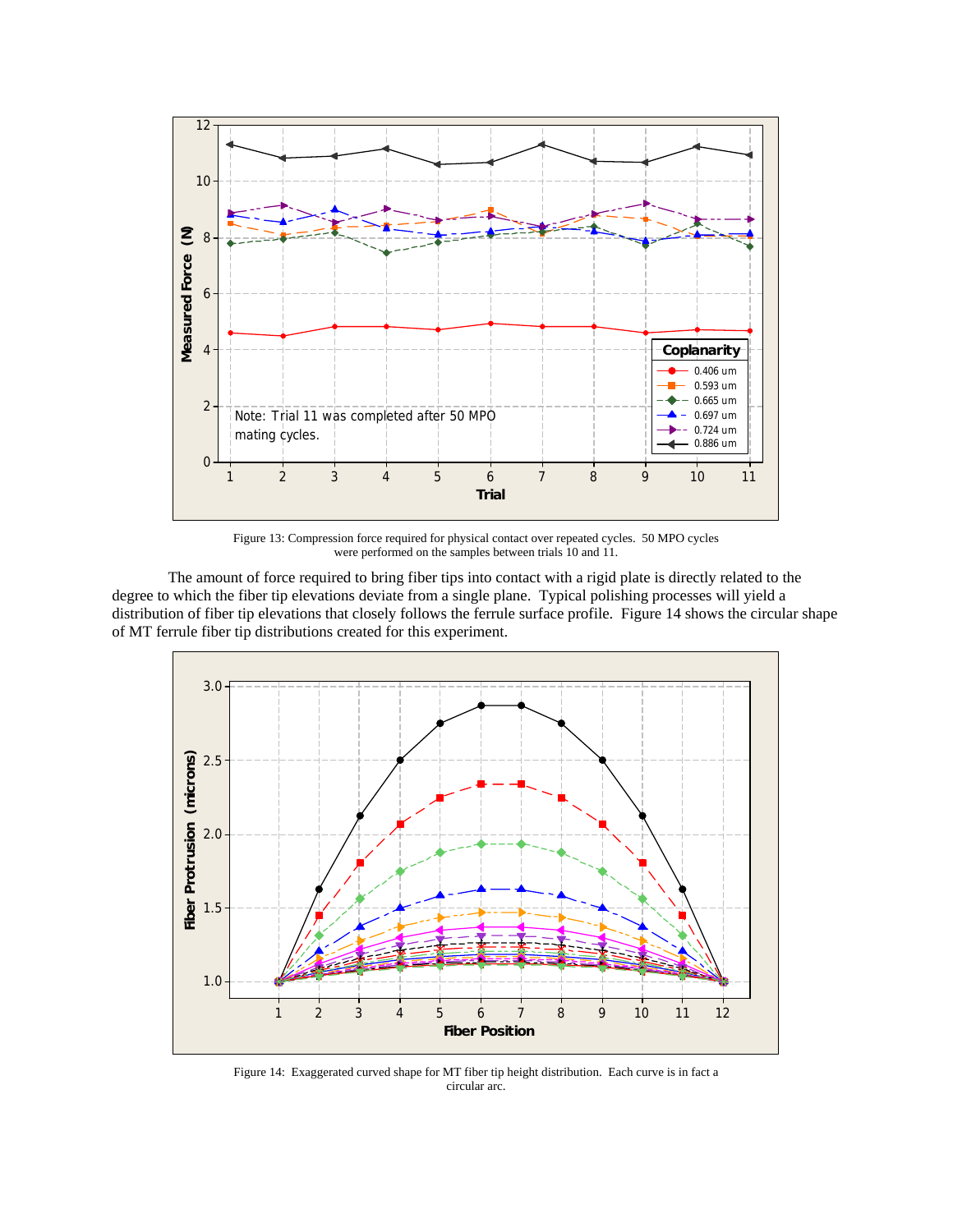Figure 13: Compression force required for physical contact over repeated cycles. 50 MPO cycles were performed on the samples between trials 10 and 11.

The amount of force required to bring fiber tips into contact with a rigid plate is directly related to the degree to which the fiber tip elevations deviate from a single plane. Typical polishing processes will yield a distribution of fiber tip elevations that closely follows the ferrule surface profile. Figure 14 shows the circular shape of MT ferrule fiber tip distributions created for this experiment.

Figure 14: Exaggerated curved shape for MT fiber tip height distribution. Each curve is in fact a circular arc.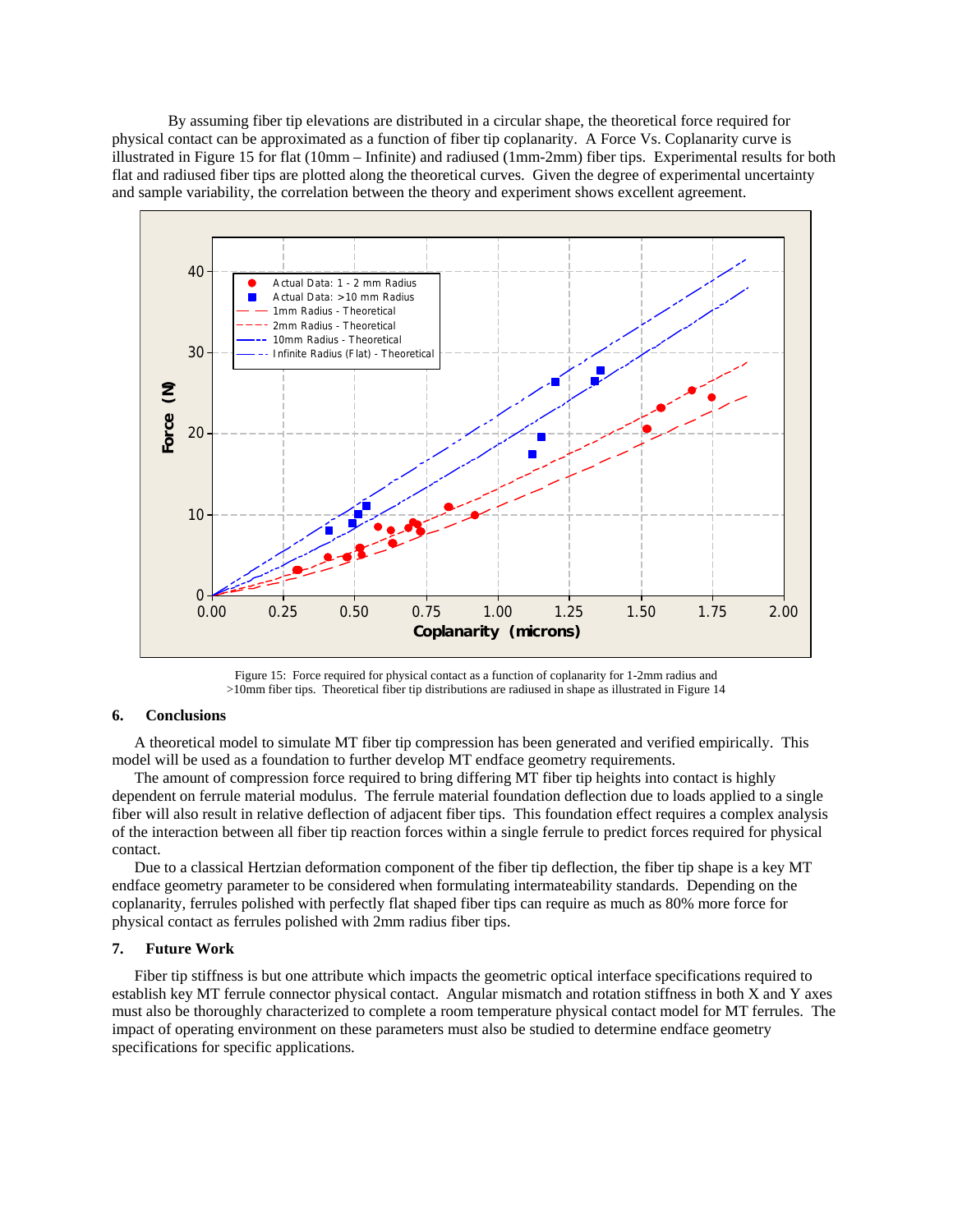By assuming fiber tip elevations are distributed in a circular shape, the theoretical force required for physical contact can be approximated as a function of fiber tip coplanarity. A Force Vs. Coplanarity curve is illustrated in Figure 15 for flat (10mm – Infinite) and radiused (1mm-2mm) fiber tips. Experimental results for both flat and radiused fiber tips are plotted along the theoretical curves. Given the degree of experimental uncertainty and sample variability, the correlation between the theory and experiment shows excellent agreement.

Figure 15: Force required for physical contact as a function of coplanarity for 1-2mm radius and >10mm fiber tips. Theoretical fiber tip distributions are radiused in shape as illustrated in Figure 14

## 6. Conclusions

A theoretical model to simulate MT fiber tip compression has been generated and verified empirically. This model will be used as a foundation to further develop MT endface geometry requirements.

The amount of compression force required to bring differing MT fiber tip heights into contact is highly dependent on ferrule material modulus. The ferrule material foundation deflection due to loads applied to a single fiber will also result in relative deflection of adjacent fiber tips. This foundation effect requires a complex analysis of the interaction between all fiber tip reaction forces within a single ferrule to predict forces required for physical contact.

Due to a classical Hertzian deformation component of the fiber tip deflection, the fiber tip shape is a key MT endface geometry parameter to be considered when formulating intermateability standards. Depending on the coplanarity, ferrules polished with perfectly flat shaped fiber tips can require as much as 80% more force for physical contact as ferrules polished with 2mm radius fiber tips.

## 7. Future Work

Fiber tip stiffness is but one attribute which impacts the geometric optical interface specifications required to establish key MT ferrule connector physical contact. Angular mismatch and rotation stiffness in both X and Y axes must also be thoroughly characterized to complete a room temperature physical contact model for MT ferrules. The impact of operating environment on these parameters must also be studied to determine endface geometry specifications for specific applications.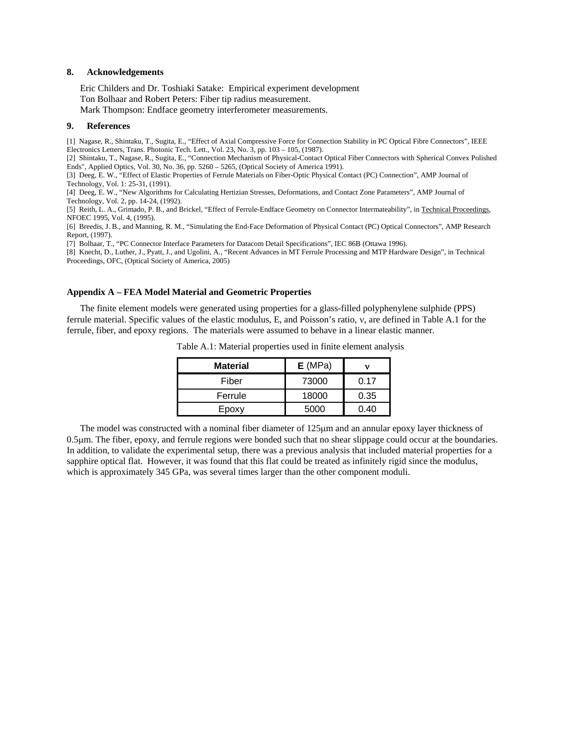## 8. Acknowledgements

Eric Childers and Dr. Toshiaki Satake: Empirical experiment development
Ton Bolhaar and Robert Peters: Fiber tip radius measurement.
Mark Thompson: Endface geometry interferometer measurements.

## 9. References

[1] Nagase, R., Shintaku, T., Sugita, E., "Effect of Axial Compressive Force for Connection Stability in PC Optical Fibre Connectors", IEEE Electronics Letters, Trans. Photonic Tech. Lett., Vol. 23, No. 3, pp. 103 – 105, (1987).
[2] Shintaku, T., Nagase, R., Sugita, E., "Connection Mechanism of Physical-Contact Optical Fiber Connectors with Spherical Convex Polished Ends", Applied Optics, Vol. 30, No. 36, pp. 5260 – 5265, (Optical Society of America 1991).
[3] Deeg, E. W., "Effect of Elastic Properties of Ferrule Materials on Fiber-Optic Physical Contact (PC) Connection", AMP Journal of Technology, Vol. 1: 25-31, (1991).
[4] Deeg, E. W., "New Algorithms for Calculating Hertizian Stresses, Deformations, and Contact Zone Parameters", AMP Journal of Technology, Vol. 2, pp. 14-24, (1992).
[5] Reith, L. A., Grimado, P. B., and Brickel, "Effect of Ferrule-Endface Geometry on Connector Intermateability", in Technical Proceedings, NFOEC 1995, Vol. 4, (1995).
[6] Breedis, J. B., and Manning, R. M., "Simulating the End-Face Deformation of Physical Contact (PC) Optical Connectors", AMP Research Report, (1997).
[7] Bolhaar, T., "PC Connector Interface Parameters for Datacom Detail Specifications", IEC 86B (Ottawa 1996).
[8] Knecht, D., Luther, J., Pyatt, J., and Ugolini, A., "Recent Advances in MT Ferrule Processing and MTP Hardware Design", in Technical Proceedings, OFC, (Optical Society of America, 2005)

### Appendix A – FEA Model Material and Geometric Properties

The finite element models were generated using properties for a glass-filled polyphenylene sulphide (PPS) ferrule material. Specific values of the elastic modulus, E, and Poisson's ratio, $\nu$, are defined in Table A.1 for the ferrule, fiber, and epoxy regions. The materials were assumed to behave in a linear elastic manner.

Table A.1: Material properties used in finite element analysis

| Material | E (MPa) | $\nu$ |
|---|---|---|
| Fiber | 73000 | 0.17 |
| Ferrule | 18000 | 0.35 |
| Epoxy | 5000 | 0.40 |

The model was constructed with a nominal fiber diameter of 125μm and an annular epoxy layer thickness of 0.5μm. The fiber, epoxy, and ferrule regions were bonded such that no shear slippage could occur at the boundaries. In addition, to validate the experimental setup, there was a previous analysis that included material properties for a sapphire optical flat. However, it was found that this flat could be treated as infinitely rigid since the modulus, which is approximately 345 GPa, was several times larger than the other component moduli.